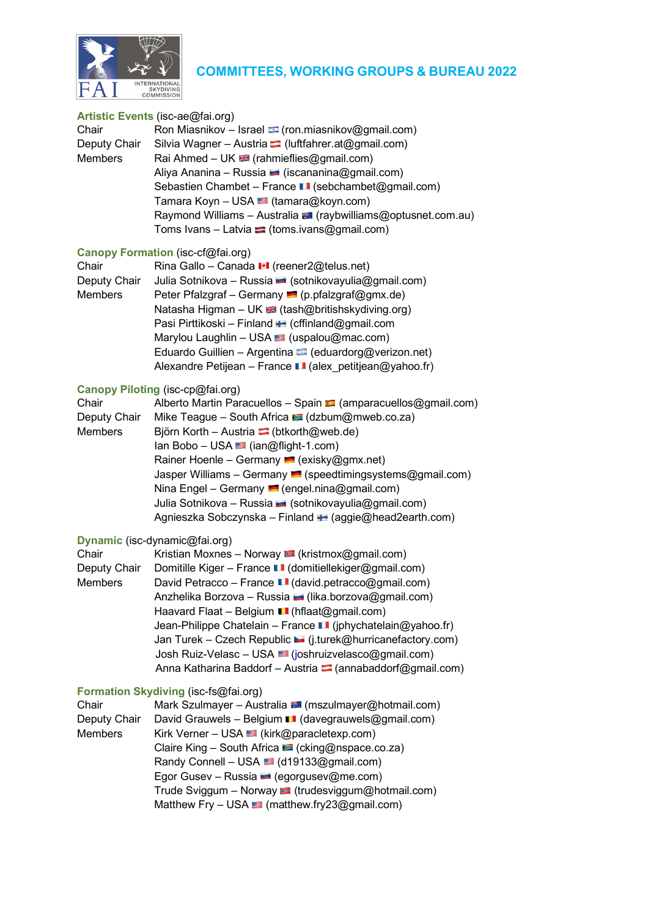# COMMITTEES, WORKING GROUPS & BUREAU 2022

## Artistic Events (isc-ae@fai.org)

| | |
|---|---|
| Chair | Ron Miasnikov – Israel (ron.miasnikov@gmail.com) |
| Deputy Chair | Silvia Wagner – Austria (luftfahrer.at@gmail.com) |
| Members | Rai Ahmed – UK (rahmieflies@gmail.com) |
| | Aliya Ananina – Russia (iscananina@gmail.com) |
| | Sebastien Chambet – France (sebchambet@gmail.com) |
| | Tamara Koyn – USA (tamara@koyn.com) |
| | Raymond Williams – Australia (raybwilliams@optusnet.com.au) |
| | Toms Ivans – Latvia (toms.ivans@gmail.com) |

## Canopy Formation (isc-cf@fai.org)

| | |
|---|---|
| Chair | Rina Gallo – Canada (reener2@telus.net) |
| Deputy Chair | Julia Sotnikova – Russia (sotnikovayulia@gmail.com) |
| Members | Peter Pfalzgraf – Germany (p.pfalzgraf@gmx.de) |
| | Natasha Higman – UK (tash@britishskydiving.org) |
| | Pasi Pirttikoski – Finland (cffinland@gmail.com |
| | Marylou Laughlin – USA (uspalou@mac.com) |
| | Eduardo Guillien – Argentina (eduardorg@verizon.net) |
| | Alexandre Petiejean – France (alex_petitjean@yahoo.fr) |

## Canopy Piloting (isc-cp@fai.org)

| | |
|---|---|
| Chair | Alberto Martin Paracuellos – Spain (amparacuellos@gmail.com) |
| Deputy Chair | Mike Teague – South Africa (dzbum@mweb.co.za) |
| Members | Björn Korth – Austria (btkorth@web.de) |
| | Ian Bobo – USA (ian@flight-1.com) |
| | Rainer Hoenle – Germany (exisky@gmx.net) |
| | Jasper Williams – Germany (speedtimingsystems@gmail.com) |
| | Nina Engel – Germany (engel.nina@gmail.com) |
| | Julia Sotnikova – Russia (sotnikovayulia@gmail.com) |
| | Agnieszka Sobczynska – Finland (aggie@head2earth.com) |

## Dynamic (isc-dynamic@fai.org)

| | |
|---|---|
| Chair | Kristian Moxnes – Norway (kristmox@gmail.com) |
| Deputy Chair | Domitille Kiger – France (domitiellekiger@gmail.com) |
| Members | David Petracco – France (david.petracco@gmail.com) |
| | Anzhelika Borzova – Russia (lika.borzova@gmail.com) |
| | Haavard Flaat – Belgium (hflaat@gmail.com) |
| | Jean-Philippe Chatelain – France (jphychatelain@yahoo.fr) |
| | Jan Turek – Czech Republic (j.turek@hurricanefactory.com) |
| | Josh Ruiz-Velasc – USA (joshruizvelasco@gmail.com) |
| | Anna Katharina Baddorf – Austria (annabaddorf@gmail.com) |

## Formation Skydiving (isc-fs@fai.org)

| | |
|---|---|
| Chair | Mark Szulmayer – Australia (mszulmayer@hotmail.com) |
| Deputy Chair | David Grauwels – Belgium (davegrauwels@gmail.com) |
| Members | Kirk Verner – USA (kirk@paracletexp.com) |
| | Claire King – South Africa (cking@nspace.co.za) |
| | Randy Connell – USA (d19133@gmail.com) |
| | Egor Gusev – Russia (egorgusev@me.com) |
| | Trude Sviggum – Norway (trudesviggum@hotmail.com) |
| | Matthew Fry – USA (matthew.fry23@gmail.com) |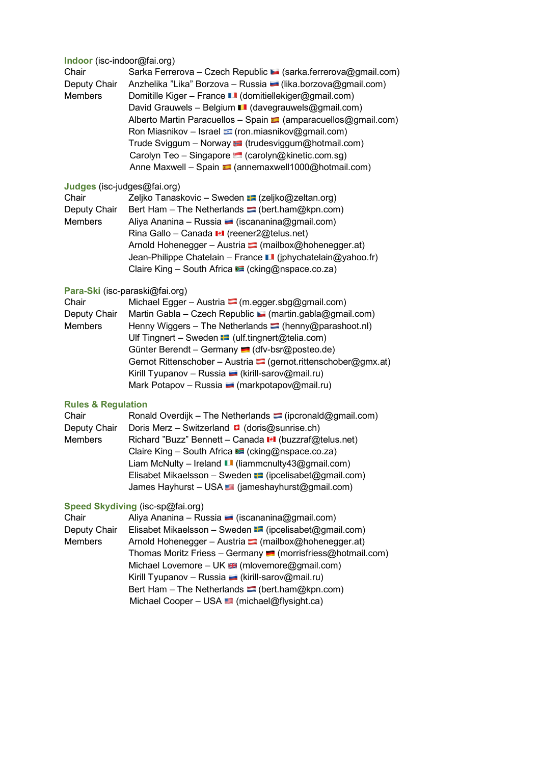## Indoor (isc-indoor@fai.org)

| | |
|---|---|
| Chair | Sarka Ferrerova – Czech Republic 🇨🇿 (sarka.ferrerova@gmail.com) |
| Deputy Chair | Anzhelika ”Lika” Borzova – Russia 🇷🇺 (lika.borzova@gmail.com) |
| Members | Domitille Kiger – France 🇫🇷 (domitiellekiger@gmail.com) |
| | David Grauwels – Belgium 🇧🇪 (davegrauwels@gmail.com) |
| | Alberto Martin Paracuellos – Spain 🇪🇸 (amparacuellos@gmail.com) |
| | Ron Miasnikov – Israel 🇮🇱 (ron.miasnikov@gmail.com) |
| | Trude Sviggum – Norway 🇳🇴 (trudesviggum@hotmail.com) |
| | Carolyn Teo – Singapore 🇸🇬 (carolyn@kinetic.com.sg) |
| | Anne Maxwell – Spain 🇪🇸 (annemaxwell1000@hotmail.com) |

## Judges (isc-judges@fai.org)

| | |
|---|---|
| Chair | Zeljko Tanaskovic – Sweden 🇸🇪 (zeljko@zeltan.org) |
| Deputy Chair | Bert Ham – The Netherlands 🇳🇱 (bert.ham@kpn.com) |
| Members | Aliya Ananina – Russia 🇷🇺 (iscananina@gmail.com) |
| | Rina Gallo – Canada 🇨🇦 (reener2@telus.net) |
| | Arnold Hohenegger – Austria 🇦🇹 (mailbox@hohenegger.at) |
| | Jean-Philippe Chatelain – France 🇫🇷 (jphychatelain@yahoo.fr) |
| | Claire King – South Africa 🇿🇦 (cking@nspace.co.za) |

## Para-Ski (isc-paraski@fai.org)

| | |
|---|---|
| Chair | Michael Egger – Austria 🇦🇹 (m.egger.sbg@gmail.com) |
| Deputy Chair | Martin Gabla – Czech Republic 🇨🇿 (martin.gabla@gmail.com) |
| Members | Henny Wiggers – The Netherlands 🇳🇱 (henny@parashoot.nl) |
| | Ulf Tingnert – Sweden 🇸🇪 (ulf.tingnert@telia.com) |
| | Günter Berendt – Germany 🇩🇪 (dfv-bsr@posteo.de) |
| | Gernot Rittenschober – Austria 🇦🇹 (gernot.rittenschober@gmx.at) |
| | Kirill Tyupanov – Russia 🇷🇺 (kirill-sarov@mail.ru) |
| | Mark Potapov – Russia 🇷🇺 (markpotapov@mail.ru) |

## Rules & Regulation

| | |
|---|---|
| Chair | Ronald Overdijk – The Netherlands 🇳🇱 (ipcronald@gmail.com) |
| Deputy Chair | Doris Merz – Switzerland 🇨🇭 (doris@sunrise.ch) |
| Members | Richard ”Buzz” Bennett – Canada 🇨🇦 (buzzraf@telus.net) |
| | Claire King – South Africa 🇿🇦 (cking@nspace.co.za) |
| | Liam McNulty – Ireland 🇮🇪 (liammcnulty43@gmail.com) |
| | Elisabet Mikaelsson – Sweden 🇸🇪 (ipcelisabet@gmail.com) |
| | James Hayhurst – USA 🇺🇸 (jameshayhurst@gmail.com) |

## Speed Skydiving (isc-sp@fai.org)

| | |
|---|---|
| Chair | Aliya Ananina – Russia 🇷🇺 (iscananina@gmail.com) |
| Deputy Chair | Elisabet Mikaelsson – Sweden 🇸🇪 (ipcelisabet@gmail.com) |
| Members | Arnold Hohenegger – Austria 🇦🇹 (mailbox@hohenegger.at) |
| | Thomas Moritz Friess – Germany 🇩🇪 (morrisfriess@hotmail.com) |
| | Michael Lovemore – UK 🇬🇧 (mlovemore@gmail.com) |
| | Kirill Tyupanov – Russia 🇷🇺 (kirill-sarov@mail.ru) |
| | Bert Ham – The Netherlands 🇳🇱 (bert.ham@kpn.com) |
| | Michael Cooper – USA 🇺🇸 (michael@flysight.ca) |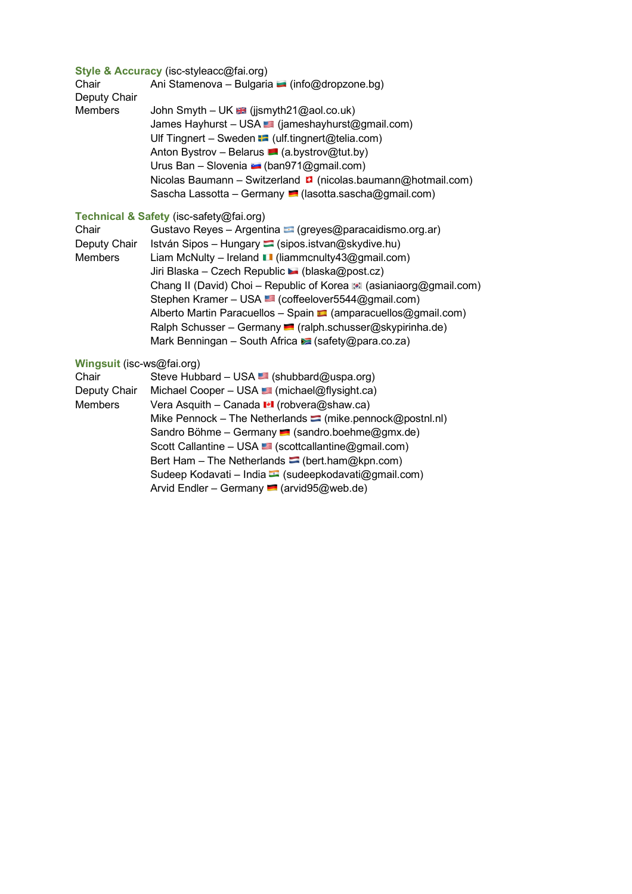**Style & Accuracy** (isc-styleacc@fai.org)

| | |
|---|---|
| Chair | Ani Stamenova – Bulgaria (info@dropzone.bg) |
| Deputy Chair | |
| Members | John Smyth – UK (jjsmyth21@aol.co.uk) |
| | James Hayhurst – USA (jameshayhurst@gmail.com) |
| | Ulf Tingnert – Sweden (ulf.tingnert@telia.com) |
| | Anton Bystrov – Belarus (a.bystrov@tut.by) |
| | Urus Ban – Slovenia (ban971@gmail.com) |
| | Nicolas Baumann – Switzerland (nicolas.baumann@hotmail.com) |
| | Sascha Lassotta – Germany (lasotta.sascha@gmail.com) |

**Technical & Safety** (isc-safety@fai.org)

| | |
|---|---|
| Chair | Gustavo Reyes – Argentina (greyes@paracaidismo.org.ar) |
| Deputy Chair | István Sipos – Hungary (sipos.istvan@skydive.hu) |
| Members | Liam McNulty – Ireland (liammcnulty43@gmail.com) |
| | Jiri Blaska – Czech Republic (blaska@post.cz) |
| | Chang Il (David) Choi – Republic of Korea (asianiaorg@gmail.com) |
| | Stephen Kramer – USA (coffeelover5544@gmail.com) |
| | Alberto Martin Paracuellos – Spain (amparacuellos@gmail.com) |
| | Ralph Schusser – Germany (ralph.schusser@skypirinha.de) |
| | Mark Benningan – South Africa (safety@para.co.za) |

**Wingsuit** (isc-ws@fai.org)

| | |
|---|---|
| Chair | Steve Hubbard – USA (shubbard@uspa.org) |
| Deputy Chair | Michael Cooper – USA (michael@flysight.ca) |
| Members | Vera Asquith – Canada (robvera@shaw.ca) |
| | Mike Pennock – The Netherlands (mike.pennock@postnl.nl) |
| | Sandro Böhme – Germany (sandro.boehme@gmx.de) |
| | Scott Callantine – USA (scottcallantine@gmail.com) |
| | Bert Ham – The Netherlands (bert.ham@kpn.com) |
| | Sudeep Kodavati – India (sudeepkodavati@gmail.com) |
| | Arvid Endler – Germany (arvid95@web.de) |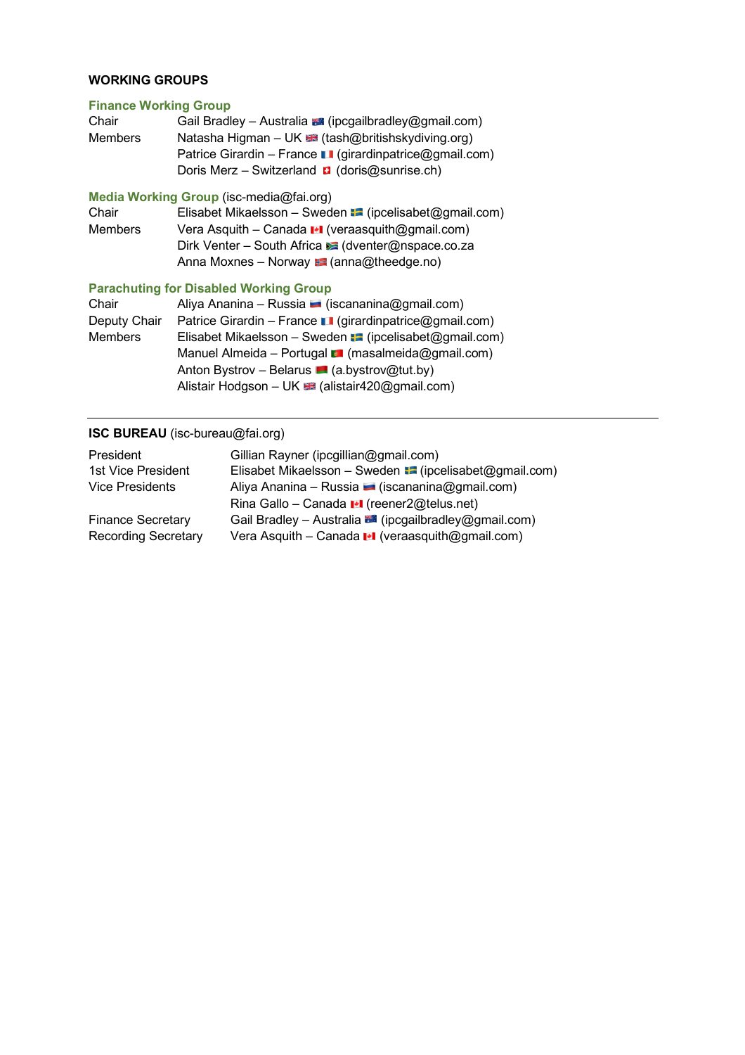## WORKING GROUPS

### Finance Working Group

| | |
|---|---|
| Chair | Gail Bradley – Australia (ipcgailbradley@gmail.com) |
| Members | Natasha Higman – UK (tash@britishskydiving.org) |
| | Patrice Girardin – France (girardinpatrice@gmail.com) |
| | Doris Merz – Switzerland (doris@sunrise.ch) |

### Media Working Group (isc-media@fai.org)

| | |
|---|---|
| Chair | Elisabet Mikaelsson – Sweden (ipcelisabet@gmail.com) |
| Members | Vera Asquith – Canada (veraasquith@gmail.com) |
| | Dirk Venter – South Africa (dventer@nspace.co.za |
| | Anna Moxnes – Norway (anna@theedge.no) |

### Parachuting for Disabled Working Group

| | |
|---|---|
| Chair | Aliya Ananina – Russia (iscananina@gmail.com) |
| Deputy Chair | Patrice Girardin – France (girardinpatrice@gmail.com) |
| Members | Elisabet Mikaelsson – Sweden (ipcelisabet@gmail.com) |
| | Manuel Almeida – Portugal (masalmeida@gmail.com) |
| | Anton Bystrov – Belarus (a.bystrov@tut.by) |
| | Alistair Hodgson – UK (alistair420@gmail.com) |

---

## ISC BUREAU (isc-bureau@fai.org)

| | |
|---|---|
| President | Gillian Rayner (ipcgillian@gmail.com) |
| 1st Vice President | Elisabet Mikaelsson – Sweden (ipcelisabet@gmail.com) |
| Vice Presidents | Aliya Ananina – Russia (iscananina@gmail.com) |
| | Rina Gallo – Canada (reener2@telus.net) |
| Finance Secretary | Gail Bradley – Australia (ipcgailbradley@gmail.com) |
| Recording Secretary | Vera Asquith – Canada (veraasquith@gmail.com) |